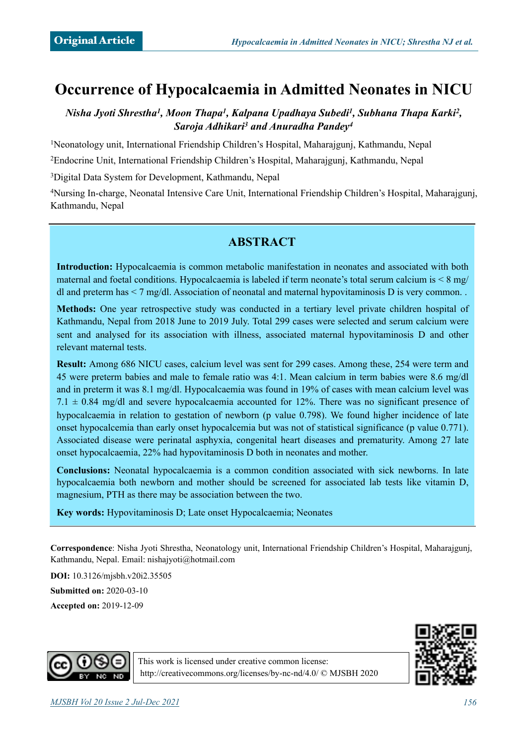Original Article

# Occurrence of Hypocalcaemia in Admitted Neonates in NICU

*Nisha Jyoti Shrestha[1], Moon Thapa[1], Kalpana Upadhaya Subedi[1], Subhana Thapa Karki[2], Saroja Adhikari[3] and Anuradha Pandey[4]*

[1]Neonatology unit, International Friendship Children's Hospital, Maharajgunj, Kathmandu, Nepal

[2]Endocrine Unit, International Friendship Children's Hospital, Maharajgunj, Kathmandu, Nepal

[3]Digital Data System for Development, Kathmandu, Nepal

[4]Nursing In-charge, Neonatal Intensive Care Unit, International Friendship Children's Hospital, Maharajgunj, Kathmandu, Nepal

## ABSTRACT

**Introduction:** Hypocalcaemia is common metabolic manifestation in neonates and associated with both maternal and foetal conditions. Hypocalcaemia is labeled if term neonate's total serum calcium is < 8 mg/dl and preterm has < 7 mg/dl. Association of neonatal and maternal hypovitaminosis D is very common. .

**Methods:** One year retrospective study was conducted in a tertiary level private children hospital of Kathmandu, Nepal from 2018 June to 2019 July. Total 299 cases were selected and serum calcium were sent and analysed for its association with illness, associated maternal hypovitaminosis D and other relevant maternal tests.

**Result:** Among 686 NICU cases, calcium level was sent for 299 cases. Among these, 254 were term and 45 were preterm babies and male to female ratio was 4:1. Mean calcium in term babies were 8.6 mg/dl and in preterm it was 8.1 mg/dl. Hypocalcaemia was found in 19% of cases with mean calcium level was 7.1 ± 0.84 mg/dl and severe hypocalcaemia accounted for 12%. There was no significant presence of hypocalcaemia in relation to gestation of newborn (p value 0.798). We found higher incidence of late onset hypocalcemia than early onset hypocalcemia but was not of statistical significance (p value 0.771). Associated disease were perinatal asphyxia, congenital heart diseases and prematurity. Among 27 late onset hypocalcaemia, 22% had hypovitaminosis D both in neonates and mother.

**Conclusions:** Neonatal hypocalcaemia is a common condition associated with sick newborns. In late hypocalcaemia both newborn and mother should be screened for associated lab tests like vitamin D, magnesium, PTH as there may be association between the two.

**Key words:** Hypovitaminosis D; Late onset Hypocalcaemia; Neonates

**Correspondence**: Nisha Jyoti Shrestha, Neonatology unit, International Friendship Children's Hospital, Maharajgunj, Kathmandu, Nepal. Email: nishajyoti@hotmail.com

**DOI:** 10.3126/mjsbh.v20i2.35505

**Submitted on:** 2020-03-10

**Accepted on:** 2019-12-09

This work is licensed under creative common license: http://creativecommons.org/licenses/by-nc-nd/4.0/ © MJSBH 2020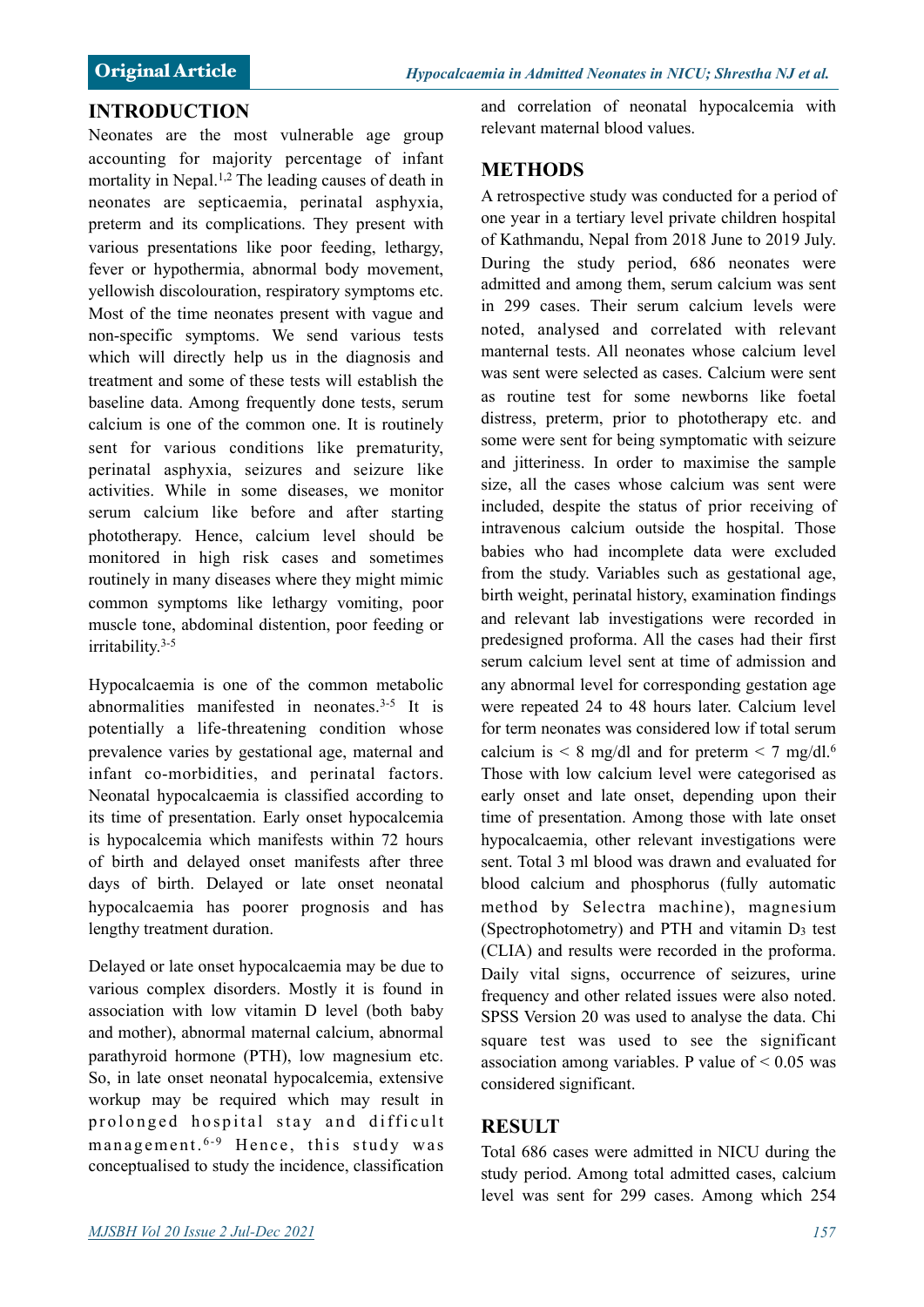## INTRODUCTION

Neonates are the most vulnerable age group accounting for majority percentage of infant mortality in Nepal.[1,2] The leading causes of death in neonates are septicaemia, perinatal asphyxia, preterm and its complications. They present with various presentations like poor feeding, lethargy, fever or hypothermia, abnormal body movement, yellowish discolouration, respiratory symptoms etc. Most of the time neonates present with vague and non-specific symptoms. We send various tests which will directly help us in the diagnosis and treatment and some of these tests will establish the baseline data. Among frequently done tests, serum calcium is one of the common one. It is routinely sent for various conditions like prematurity, perinatal asphyxia, seizures and seizure like activities. While in some diseases, we monitor serum calcium like before and after starting phototherapy. Hence, calcium level should be monitored in high risk cases and sometimes routinely in many diseases where they might mimic common symptoms like lethargy vomiting, poor muscle tone, abdominal distention, poor feeding or irritability.[3-5]

Hypocalcaemia is one of the common metabolic abnormalities manifested in neonates.[3-5] It is potentially a life-threatening condition whose prevalence varies by gestational age, maternal and infant co-morbidities, and perinatal factors. Neonatal hypocalcaemia is classified according to its time of presentation. Early onset hypocalcemia is hypocalcemia which manifests within 72 hours of birth and delayed onset manifests after three days of birth. Delayed or late onset neonatal hypocalcaemia has poorer prognosis and has lengthy treatment duration.

Delayed or late onset hypocalcaemia may be due to various complex disorders. Mostly it is found in association with low vitamin D level (both baby and mother), abnormal maternal calcium, abnormal parathyroid hormone (PTH), low magnesium etc. So, in late onset neonatal hypocalcemia, extensive workup may be required which may result in prolonged hospital stay and difficult management.[6-9] Hence, this study was conceptualised to study the incidence, classification and correlation of neonatal hypocalcemia with relevant maternal blood values.

## METHODS

A retrospective study was conducted for a period of one year in a tertiary level private children hospital of Kathmandu, Nepal from 2018 June to 2019 July. During the study period, 686 neonates were admitted and among them, serum calcium was sent in 299 cases. Their serum calcium levels were noted, analysed and correlated with relevant manternal tests. All neonates whose calcium level was sent were selected as cases. Calcium were sent as routine test for some newborns like foetal distress, preterm, prior to phototherapy etc. and some were sent for being symptomatic with seizure and jitteriness. In order to maximise the sample size, all the cases whose calcium was sent were included, despite the status of prior receiving of intravenous calcium outside the hospital. Those babies who had incomplete data were excluded from the study. Variables such as gestational age, birth weight, perinatal history, examination findings and relevant lab investigations were recorded in predesigned proforma. All the cases had their first serum calcium level sent at time of admission and any abnormal level for corresponding gestation age were repeated 24 to 48 hours later. Calcium level for term neonates was considered low if total serum calcium is < 8 mg/dl and for preterm < 7 mg/dl.[6] Those with low calcium level were categorised as early onset and late onset, depending upon their time of presentation. Among those with late onset hypocalcaemia, other relevant investigations were sent. Total 3 ml blood was drawn and evaluated for blood calcium and phosphorus (fully automatic method by Selectra machine), magnesium (Spectrophotometry) and PTH and vitamin $D_3$ test (CLIA) and results were recorded in the proforma. Daily vital signs, occurrence of seizures, urine frequency and other related issues were also noted. SPSS Version 20 was used to analyse the data. Chi square test was used to see the significant association among variables. P value of < 0.05 was considered significant.

## RESULT

Total 686 cases were admitted in NICU during the study period. Among total admitted cases, calcium level was sent for 299 cases. Among which 254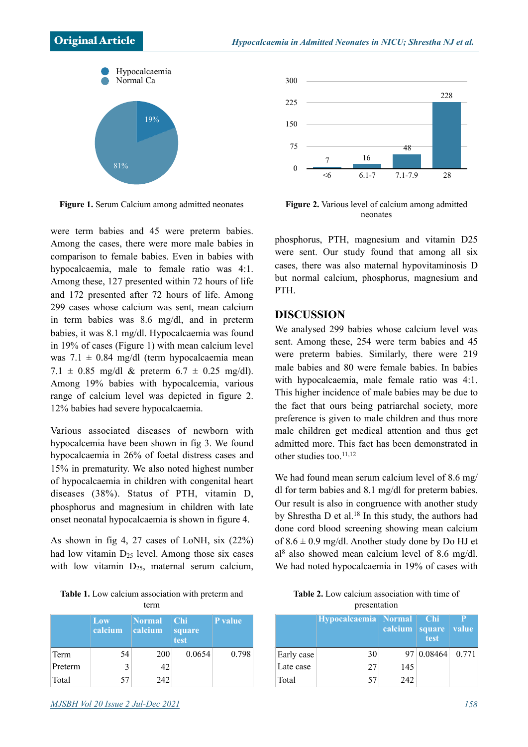Figure 1. Serum Calcium among admitted neonates

Figure 2. Various level of calcium among admitted neonates

were term babies and 45 were preterm babies. Among the cases, there were more male babies in comparison to female babies. Even in babies with hypocalcaemia, male to female ratio was 4:1. Among these, 127 presented within 72 hours of life and 172 presented after 72 hours of life. Among 299 cases whose calcium was sent, mean calcium in term babies was 8.6 mg/dl, and in preterm babies, it was 8.1 mg/dl. Hypocalcaemia was found in 19% of cases (Figure 1) with mean calcium level was 7.1 ± 0.84 mg/dl (term hypocalcaemia mean 7.1 ± 0.85 mg/dl & preterm 6.7 ± 0.25 mg/dl). Among 19% babies with hypocalcemia, various range of calcium level was depicted in figure 2. 12% babies had severe hypocalcaemia.

Various associated diseases of newborn with hypocalcemia have been shown in fig 3. We found hypocalcaemia in 26% of foetal distress cases and 15% in prematurity. We also noted highest number of hypocalcaemia in children with congenital heart diseases (38%). Status of PTH, vitamin D, phosphorus and magnesium in children with late onset neonatal hypocalcaemia is shown in figure 4.

As shown in fig 4, 27 cases of LoNH, six (22%) had low vitamin $D_{25}$ level. Among those six cases with low vitamin $D_{25}$, maternal serum calcium, phosphorus, PTH, magnesium and vitamin D25 were sent. Our study found that among all six cases, there was also maternal hypovitaminosis D but normal calcium, phosphorus, magnesium and PTH.

## DISCUSSION

We analysed 299 babies whose calcium level was sent. Among these, 254 were term babies and 45 were preterm babies. Similarly, there were 219 male babies and 80 were female babies. In babies with hypocalcaemia, male female ratio was 4:1. This higher incidence of male babies may be due to the fact that ours being patriarchal society, more preference is given to male children and thus more male children get medical attention and thus get admitted more. This fact has been demonstrated in other studies too.[11,12]

We had found mean serum calcium level of 8.6 mg/dl for term babies and 8.1 mg/dl for preterm babies. Our result is also in congruence with another study by Shrestha D et al.[18] In this study, the authors had done cord blood screening showing mean calcium of 8.6 ± 0.9 mg/dl. Another study done by Do HJ et al[8] also showed mean calcium level of 8.6 mg/dl. We had noted hypocalcaemia in 19% of cases with

**Table 1.** Low calcium association with preterm and term

| | Low calcium | Normal calcium | Chi square test | P value |
|---|---|---|---|---|
| Term | 54 | 200 | 0.0654 | 0.798 |
| Preterm | 3 | 42 | | |
| Total | 57 | 242 | | |

**Table 2.** Low calcium association with time of presentation

| | Hypocalcaemia | Normal calcium | Chi square test | P value |
|---|---|---|---|---|
| Early case | 30 | 97 | 0.08464 | 0.771 |
| Late case | 27 | 145 | | |
| Total | 57 | 242 | | |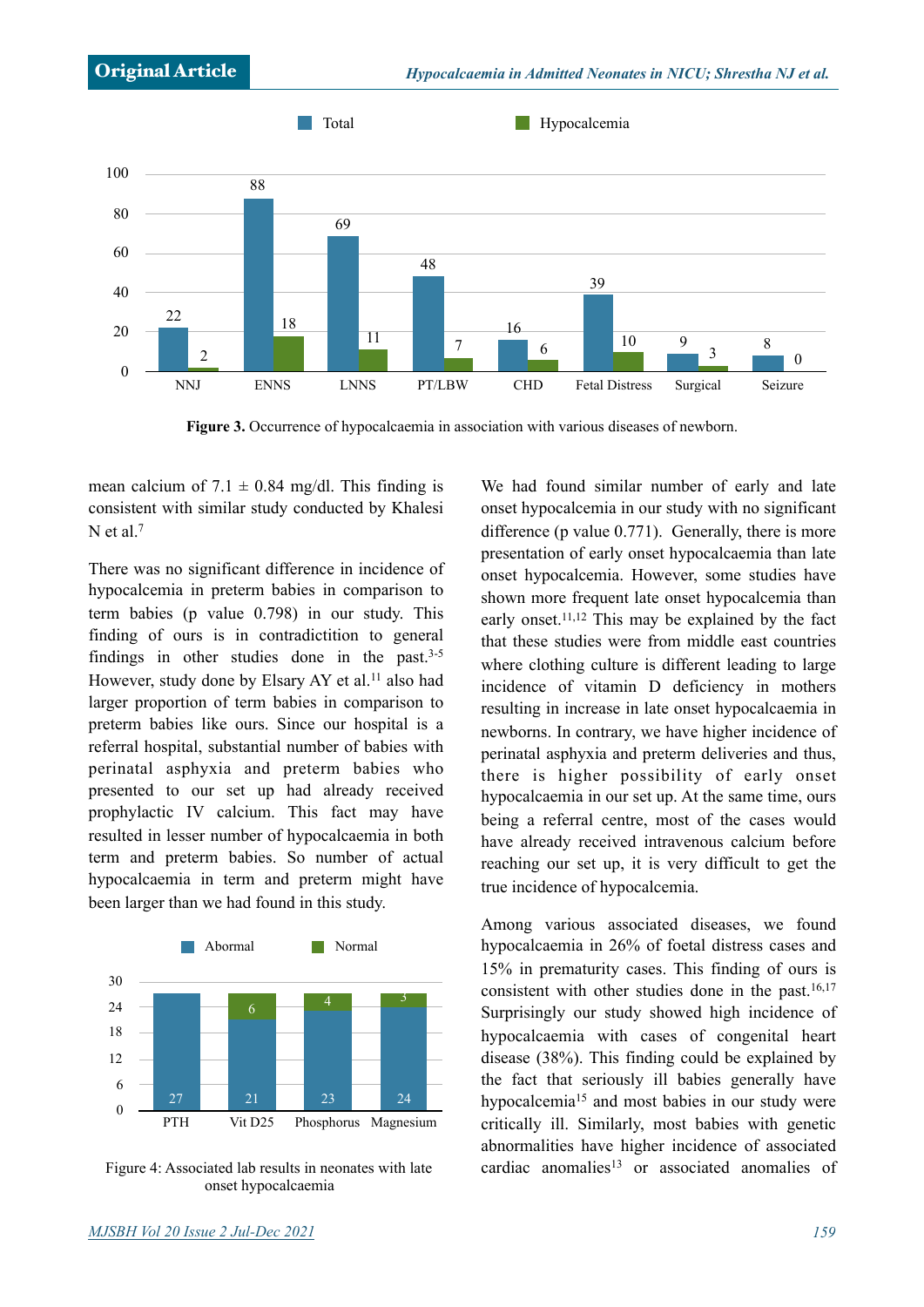Figure 3. Occurrence of hypocalcaemia in association with various diseases of newborn.

mean calcium of 7.1 ± 0.84 mg/dl. This finding is consistent with similar study conducted by Khalesi N et al.[7]

There was no significant difference in incidence of hypocalcemia in preterm babies in comparison to term babies (p value 0.798) in our study. This finding of ours is in contradictiction to general findings in other studies done in the past.[3-5] However, study done by Elsary AY et al.[11] also had larger proportion of term babies in comparison to preterm babies like ours. Since our hospital is a referral hospital, substantial number of babies with perinatal asphyxia and preterm babies who presented to our set up had already received prophylactic IV calcium. This fact may have resulted in lesser number of hypocalcaemia in both term and preterm babies. So number of actual hypocalcaemia in term and preterm might have been larger than we had found in this study.

Figure 4: Associated lab results in neonates with late onset hypocalcaemia

We had found similar number of early and late onset hypocalcemia in our study with no significant difference (p value 0.771). Generally, there is more presentation of early onset hypocalcaemia than late onset hypocalcemia. However, some studies have shown more frequent late onset hypocalcemia than early onset.[11,12] This may be explained by the fact that these studies were from middle east countries where clothing culture is different leading to large incidence of vitamin D deficiency in mothers resulting in increase in late onset hypocalcaemia in newborns. In contrary, we have higher incidence of perinatal asphyxia and preterm deliveries and thus, there is higher possibility of early onset hypocalcaemia in our set up. At the same time, ours being a referral centre, most of the cases would have already received intravenous calcium before reaching our set up, it is very difficult to get the true incidence of hypocalcemia.

Among various associated diseases, we found hypocalcaemia in 26% of foetal distress cases and 15% in prematurity cases. This finding of ours is consistent with other studies done in the past.[16,17] Surprisingly our study showed high incidence of hypocalcaemia with cases of congenital heart disease (38%). This finding could be explained by the fact that seriously ill babies generally have hypocalcemia[15] and most babies in our study were critically ill. Similarly, most babies with genetic abnormalities have higher incidence of associated cardiac anomalies[13] or associated anomalies of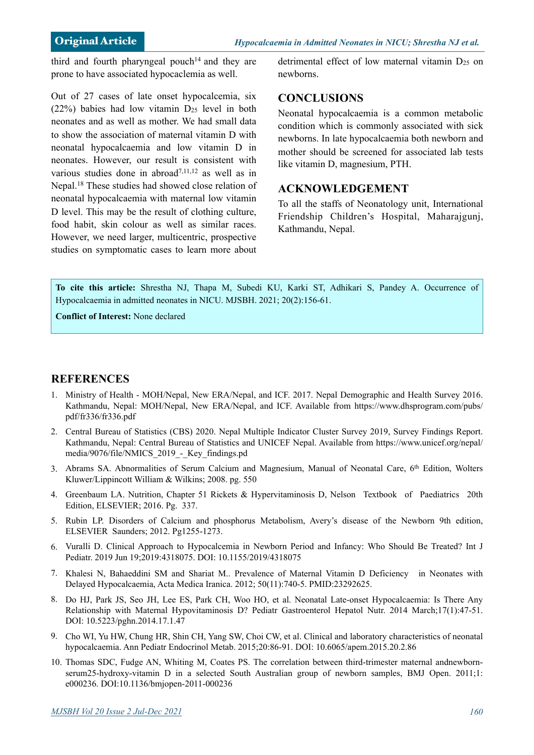third and fourth pharyngeal pouch[14] and they are prone to have associated hypocaclemia as well.

Out of 27 cases of late onset hypocalcemia, six (22%) babies had low vitamin $D_{25}$ level in both neonates and as well as mother. We had small data to show the association of maternal vitamin D with neonatal hypocalcaemia and low vitamin D in neonates. However, our result is consistent with various studies done in abroad[7,11,12] as well as in Nepal.[18] These studies had showed close relation of neonatal hypocalcaemia with maternal low vitamin D level. This may be the result of clothing culture, food habit, skin colour as well as similar races. However, we need larger, multicentric, prospective studies on symptomatic cases to learn more about detrimental effect of low maternal vitamin $D_{25}$ on newborns.

## CONCLUSIONS

Neonatal hypocalcaemia is a common metabolic condition which is commonly associated with sick newborns. In late hypocalcaemia both newborn and mother should be screened for associated lab tests like vitamin D, magnesium, PTH.

## ACKNOWLEDGEMENT

To all the staffs of Neonatology unit, International Friendship Children's Hospital, Maharajgunj, Kathmandu, Nepal.

**To cite this article:** Shrestha NJ, Thapa M, Subedi KU, Karki ST, Adhikari S, Pandey A. Occurrence of Hypocalcaemia in admitted neonates in NICU. MJSBH. 2021; 20(2):156-61.

**Conflict of Interest:** None declared

## REFERENCES

1. Ministry of Health - MOH/Nepal, New ERA/Nepal, and ICF. 2017. Nepal Demographic and Health Survey 2016. Kathmandu, Nepal: MOH/Nepal, New ERA/Nepal, and ICF. Available from https://www.dhsprogram.com/pubs/pdf/fr336/fr336.pdf
2. Central Bureau of Statistics (CBS) 2020. Nepal Multiple Indicator Cluster Survey 2019, Survey Findings Report. Kathmandu, Nepal: Central Bureau of Statistics and UNICEF Nepal. Available from https://www.unicef.org/nepal/media/9076/file/NMICS_2019_-_Key_findings.pd
3. Abrams SA. Abnormalities of Serum Calcium and Magnesium, Manual of Neonatal Care, 6th Edition, Wolters Kluwer/Lippincott William & Wilkins; 2008. pg. 550
4. Greenbaum LA. Nutrition, Chapter 51 Rickets & Hypervitaminosis D, Nelson Textbook of Paediatrics 20th Edition, ELSEVIER; 2016. Pg. 337.
5. Rubin LP. Disorders of Calcium and phosphorus Metabolism, Avery's disease of the Newborn 9th edition, ELSEVIER Saunders; 2012. Pg1255-1273.
6. Vuralli D. Clinical Approach to Hypocalcemia in Newborn Period and Infancy: Who Should Be Treated? Int J Pediatr. 2019 Jun 19;2019:4318075. DOI: 10.1155/2019/4318075
7. Khalesi N, Bahaeddini SM and Shariat M.. Prevalence of Maternal Vitamin D Deficiency in Neonates with Delayed Hypocalcaemia, Acta Medica Iranica. 2012; 50(11):740-5. PMID:23292625.
8. Do HJ, Park JS, Seo JH, Lee ES, Park CH, Woo HO, et al. Neonatal Late-onset Hypocalcaemia: Is There Any Relationship with Maternal Hypovitaminosis D? Pediatr Gastroenterol Hepatol Nutr. 2014 March;17(1):47-51. DOI: 10.5223/pghn.2014.17.1.47
9. Cho WI, Yu HW, Chung HR, Shin CH, Yang SW, Choi CW, et al. Clinical and laboratory characteristics of neonatal hypocalcaemia. Ann Pediatr Endocrinol Metab. 2015;20:86-91. DOI: 10.6065/apem.2015.20.2.86
10. Thomas SDC, Fudge AN, Whiting M, Coates PS. The correlation between third-trimester maternal andnewborn-serum25-hydroxy-vitamin D in a selected South Australian group of newborn samples, BMJ Open. 2011;1: e000236. DOI:10.1136/bmjopen-2011-000236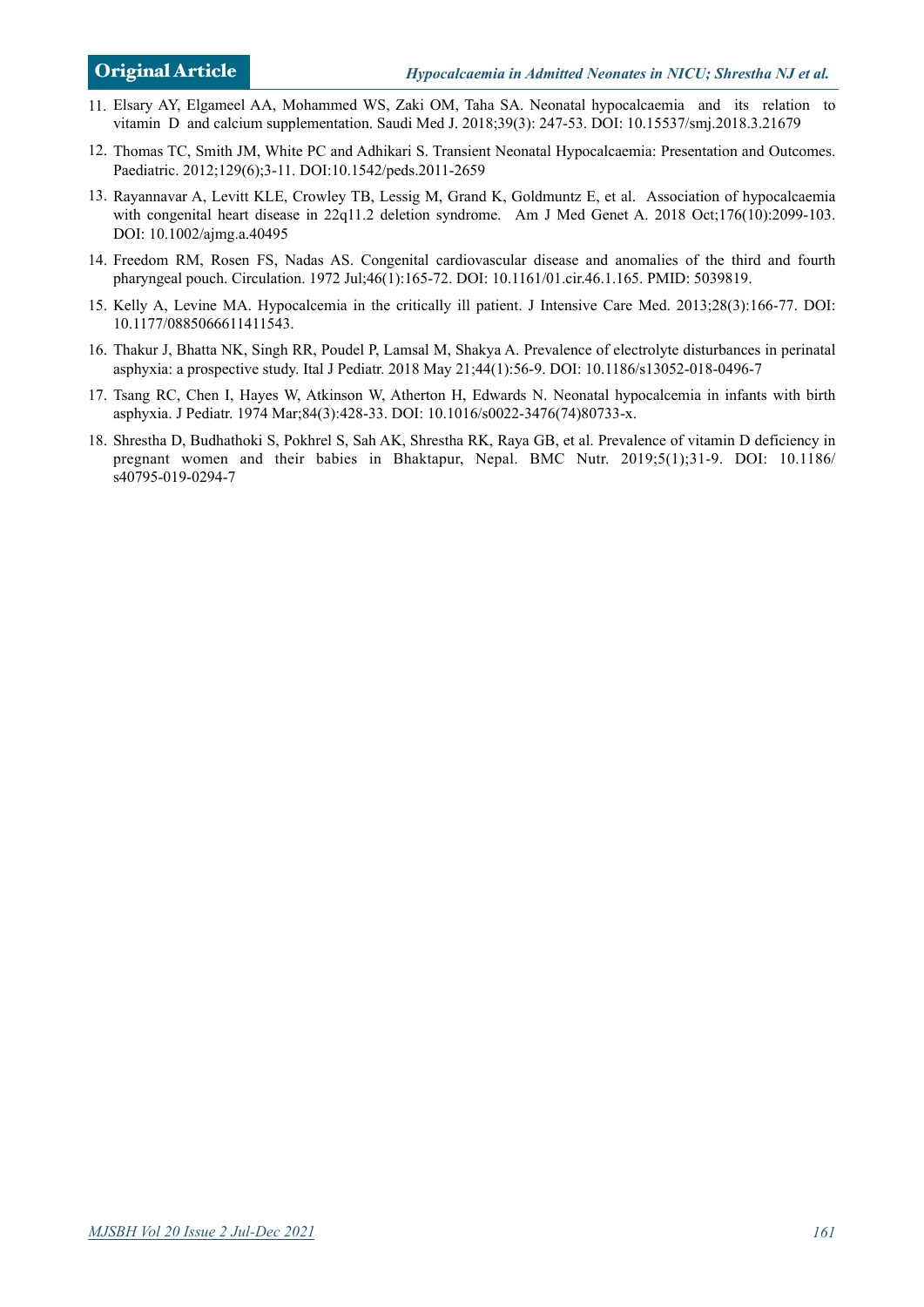11. Elsary AY, Elgameel AA, Mohammed WS, Zaki OM, Taha SA. Neonatal hypocalcaemia and its relation to vitamin D and calcium supplementation. Saudi Med J. 2018;39(3): 247-53. DOI: 10.15537/smj.2018.3.21679
12. Thomas TC, Smith JM, White PC and Adhikari S. Transient Neonatal Hypocalcaemia: Presentation and Outcomes. Paediatric. 2012;129(6);3-11. DOI:10.1542/peds.2011-2659
13. Rayannavar A, Levitt KLE, Crowley TB, Lessig M, Grand K, Goldmuntz E, et al. Association of hypocalcaemia with congenital heart disease in 22q11.2 deletion syndrome. Am J Med Genet A. 2018 Oct;176(10):2099-103. DOI: 10.1002/ajmg.a.40495
14. Freedom RM, Rosen FS, Nadas AS. Congenital cardiovascular disease and anomalies of the third and fourth pharyngeal pouch. Circulation. 1972 Jul;46(1):165-72. DOI: 10.1161/01.cir.46.1.165. PMID: 5039819.
15. Kelly A, Levine MA. Hypocalcemia in the critically ill patient. J Intensive Care Med. 2013;28(3):166-77. DOI: 10.1177/0885066611411543.
16. Thakur J, Bhatta NK, Singh RR, Poudel P, Lamsal M, Shakya A. Prevalence of electrolyte disturbances in perinatal asphyxia: a prospective study. Ital J Pediatr. 2018 May 21;44(1):56-9. DOI: 10.1186/s13052-018-0496-7
17. Tsang RC, Chen I, Hayes W, Atkinson W, Atherton H, Edwards N. Neonatal hypocalcemia in infants with birth asphyxia. J Pediatr. 1974 Mar;84(3):428-33. DOI: 10.1016/s0022-3476(74)80733-x.
18. Shrestha D, Budhathoki S, Pokhrel S, Sah AK, Shrestha RK, Raya GB, et al. Prevalence of vitamin D deficiency in pregnant women and their babies in Bhaktapur, Nepal. BMC Nutr. 2019;5(1);31-9. DOI: 10.1186/s40795-019-0294-7